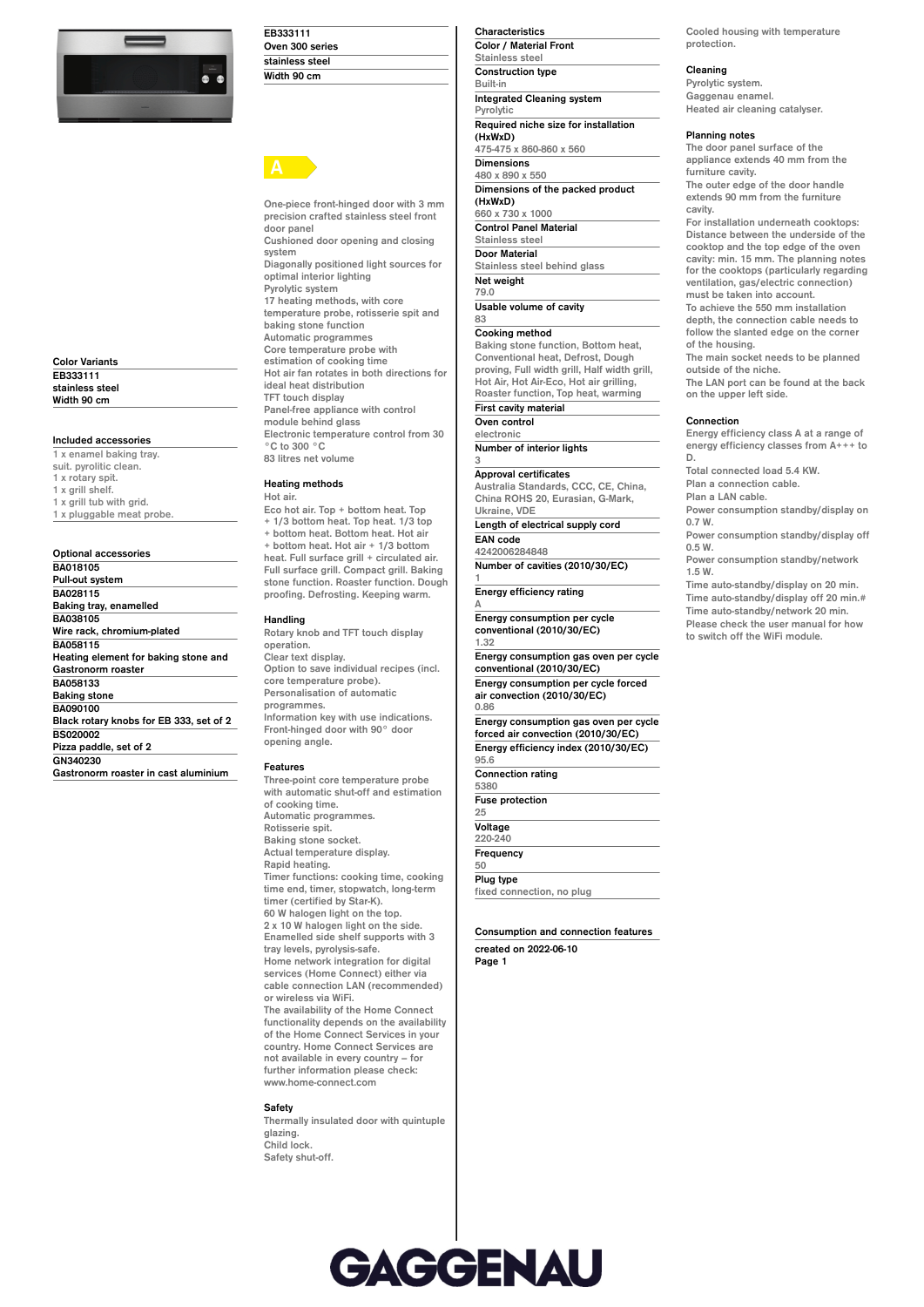EB333111
Oven 300 series
stainless steel
Width 90 cm

A

One-piece front-hinged door with 3 mm precision crafted stainless steel front door panel
Cushioned door opening and closing system
Diagonally positioned light sources for optimal interior lighting
Pyrolytic system
17 heating methods, with core temperature probe, rotisserie spit and baking stone function
Automatic programmes
Core temperature probe with estimation of cooking time
Hot air fan rotates in both directions for ideal heat distribution
TFT touch display
Panel-free appliance with control module behind glass
Electronic temperature control from 30 °C to 300 °C
83 litres net volume

## Color Variants

EB333111
stainless steel
Width 90 cm

## Included accessories

1 x enamel baking tray.
suit. pyrolitic clean.
1 x rotary spit.
1 x grill shelf.
1 x grill tub with grid.
1 x pluggable meat probe.

## Optional accessories

BA018105
Pull-out system
BA028115
Baking tray, enamelled
BA038105
Wire rack, chromium-plated
BA058115
Heating element for baking stone and Gastronorm roaster
BA058133
Baking stone
BA090100
Black rotary knobs for EB 333, set of 2
BS020002
Pizza paddle, set of 2
GN340230
Gastronorm roaster in cast aluminium

## Heating methods

Hot air.
Eco hot air. Top + bottom heat. Top + 1/3 bottom heat. Top heat. 1/3 top + bottom heat. Bottom heat. Hot air + bottom heat. Hot air + 1/3 bottom heat. Full surface grill + circulated air. Full surface grill. Compact grill. Baking stone function. Roaster function. Dough proofing. Defrosting. Keeping warm.

## Handling

Rotary knob and TFT touch display operation.
Clear text display.
Option to save individual recipes (incl. core temperature probe).
Personalisation of automatic programmes.
Information key with use indications.
Front-hinged door with 90° door opening angle.

## Features

Three-point core temperature probe with automatic shut-off and estimation of cooking time.
Automatic programmes.
Rotisserie spit.
Baking stone socket.
Actual temperature display.
Rapid heating.
Timer functions: cooking time, cooking time end, timer, stopwatch, long-term timer (certified by Star-K).
60 W halogen light on the top.
2 x 10 W halogen light on the side.
Enamelled side shelf supports with 3 tray levels, pyrolysis-safe.
Home network integration for digital services (Home Connect) either via cable connection LAN (recommended) or wireless via WiFi.
The availability of the Home Connect functionality depends on the availability of the Home Connect Services in your country. Home Connect Services are not available in every country – for further information please check: www.home-connect.com

## Safety

Thermally insulated door with quintuple glazing.
Child lock.
Safety shut-off.

## Characteristics

**Color / Material Front**
Stainless steel
**Construction type**
Built-in
**Integrated Cleaning system**
Pyrolytic
**Required niche size for installation (HxWxD)**
475-475 x 860-860 x 560
**Dimensions**
480 x 890 x 550
**Dimensions of the packed product (HxWxD)**
660 x 730 x 1000
**Control Panel Material**
Stainless steel
**Door Material**
Stainless steel behind glass
**Net weight**
79.0
**Usable volume of cavity**
83
**Cooking method**
Baking stone function, Bottom heat, Conventional heat, Defrost, Dough proving, Full width grill, Half width grill, Hot Air, Hot Air-Eco, Hot air grilling, Roaster function, Top heat, warming
**First cavity material**
**Oven control**
electronic
**Number of interior lights**
3
**Approval certificates**
Australia Standards, CCC, CE, China, China ROHS 20, Eurasian, G-Mark, Ukraine, VDE
**Length of electrical supply cord**
**EAN code**
4242006284848
**Number of cavities (2010/30/EC)**
1
**Energy efficiency rating**
A
**Energy consumption per cycle conventional (2010/30/EC)**
1.32
**Energy consumption gas oven per cycle conventional (2010/30/EC)**
**Energy consumption per cycle forced air convection (2010/30/EC)**
0.86
**Energy consumption gas oven per cycle forced air convection (2010/30/EC)**
**Energy efficiency index (2010/30/EC)**
95.6
**Connection rating**
5380
**Fuse protection**
25
**Voltage**
220-240
**Frequency**
50
**Plug type**
fixed connection, no plug

**Consumption and connection features**

Cooled housing with temperature protection.

## Cleaning

Pyrolytic system.
Gaggenau enamel.
Heated air cleaning catalyser.

## Planning notes

The door panel surface of the appliance extends 40 mm from the furniture cavity.
The outer edge of the door handle extends 90 mm from the furniture cavity.
For installation underneath cooktops: Distance between the underside of the cooktop and the top edge of the oven cavity: min. 15 mm. The planning notes for the cooktops (particularly regarding ventilation, gas/electric connection) must be taken into account.
To achieve the 550 mm installation depth, the connection cable needs to follow the slanted edge on the corner of the housing.
The main socket needs to be planned outside of the niche.
The LAN port can be found at the back on the upper left side.

## Connection

Energy efficiency class A at a range of energy efficiency classes from A+++ to D.
Total connected load 5.4 KW.
Plan a connection cable.
Plan a LAN cable.
Power consumption standby/display on 0.7 W.
Power consumption standby/display off 0.5 W.
Power consumption standby/network 1.5 W.
Time auto-standby/display on 20 min.
Time auto-standby/display off 20 min.#
Time auto-standby/network 20 min.
Please check the user manual for how to switch off the WiFi module.

created on 2022-06-10

GAGGENAU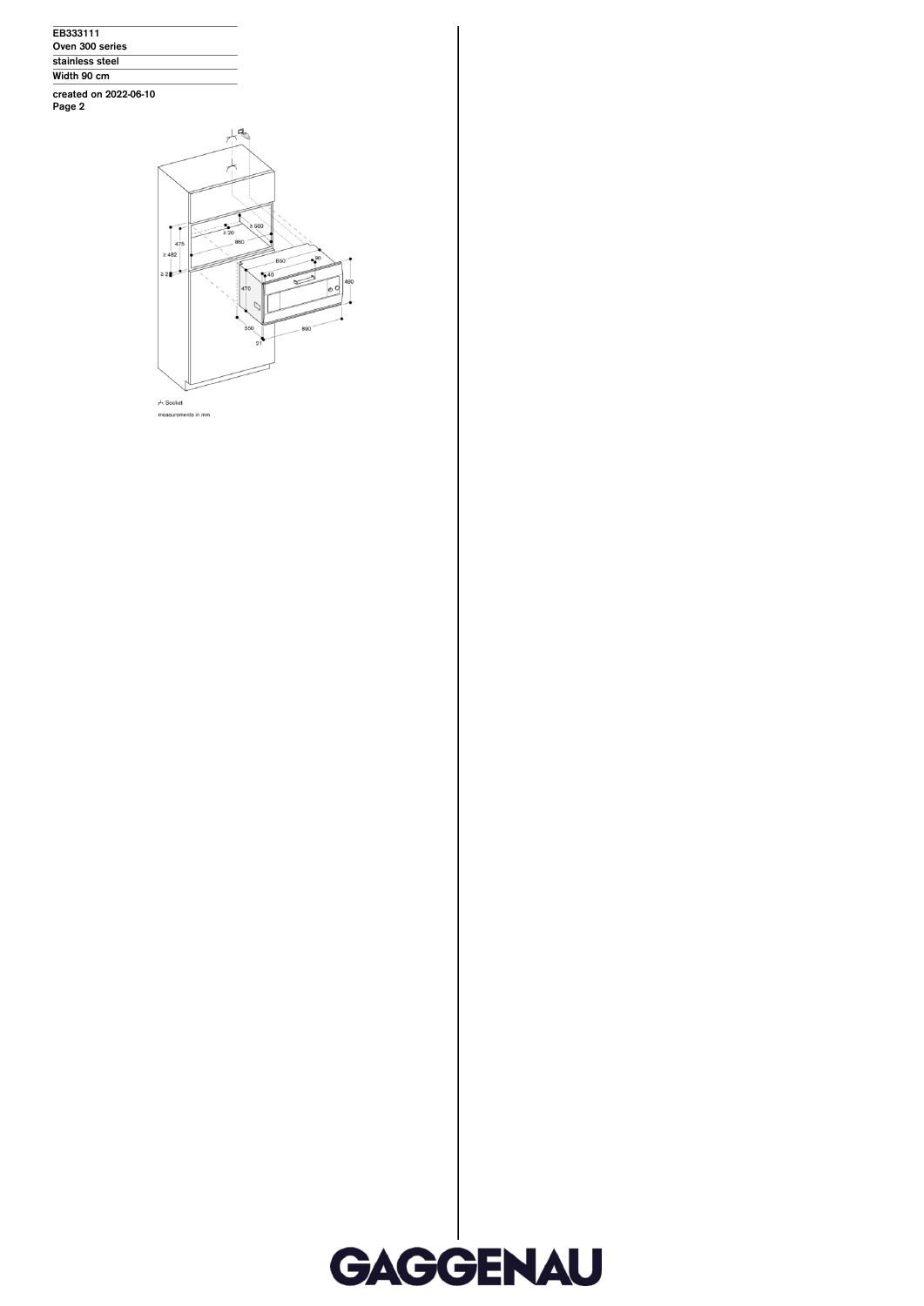EB333111
Oven 300 series
stainless steel
Width 90 cm

created on 2022-06-10

475
≥ 482
≥ 2
≥ 560
≥ 20
860
850
90
40
470
480
550
890
21

Socket

measurements in mm